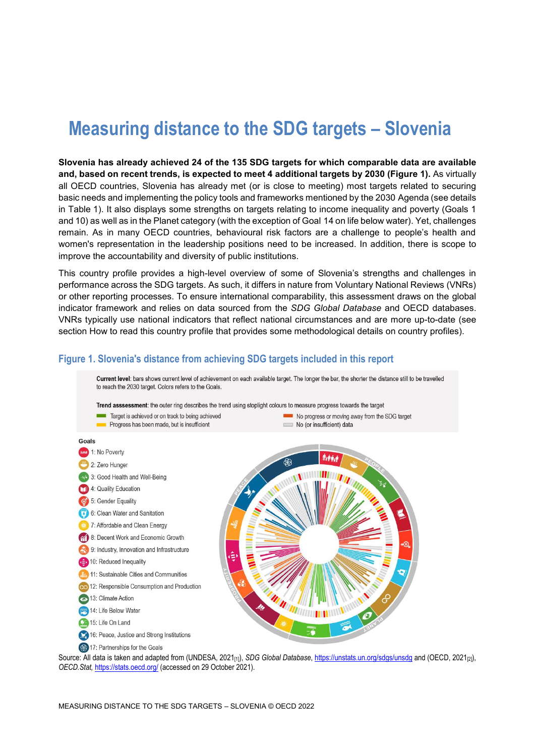# Measuring distance to the SDG targets – Slovenia

**Slovenia has already achieved 24 of the 135 SDG targets for which comparable data are available and, based on recent trends, is expected to meet 4 additional targets by 2030 (Figure 1).** As virtually all OECD countries, Slovenia has already met (or is close to meeting) most targets related to securing basic needs and implementing the policy tools and frameworks mentioned by the 2030 Agenda (see details in Table 1). It also displays some strengths on targets relating to income inequality and poverty (Goals 1 and 10) as well as in the Planet category (with the exception of Goal 14 on life below water). Yet, challenges remain. As in many OECD countries, behavioural risk factors are a challenge to people's health and women's representation in the leadership positions need to be increased. In addition, there is scope to improve the accountability and diversity of public institutions.

This country profile provides a high-level overview of some of Slovenia's strengths and challenges in performance across the SDG targets. As such, it differs in nature from Voluntary National Reviews (VNRs) or other reporting processes. To ensure international comparability, this assessment draws on the global indicator framework and relies on data sourced from the *SDG Global Database* and OECD databases. VNRs typically use national indicators that reflect national circumstances and are more up-to-date (see section How to read this country profile that provides some methodological details on country profiles).

## Figure 1. Slovenia's distance from achieving SDG targets included in this report

**Current level**: bars shows current level of achievement on each available target. The longer the bar, the shorter the distance still to be travelled to reach the 2030 target. Colors refers to the Goals.

**Trend asssessment**: the outer ring describes the trend using stoplight colours to measure progress towards the target

- Target is achieved or on track to being achieved
- Progress has been made, but is insufficient
- No progress or moving away from the SDG target
- No (or insufficient) data

Goals

- 1: No Poverty
- 2: Zero Hunger
- 3: Good Health and Well-Being
- 4: Quality Education
- 5: Gender Equality
- 6: Clean Water and Sanitation
- 7: Affordable and Clean Energy
- 8: Decent Work and Economic Growth
- 9: Industry, Innovation and Infrastructure
- 10: Reduced Inequality
- 11: Sustainable Cities and Communities
- 12: Responsible Consumption and Production
- 13: Climate Action
- 14: Life Below Water
- 15: Life On Land
- 16: Peace, Justice and Strong Institutions
- 17: Partnerships for the Goals

Source: All data is taken and adapted from (UNDESA, 2021[1]), *SDG Global Database*, https://unstats.un.org/sdgs/unsdg and (OECD, 2021[2]), *OECD.Stat*, https://stats.oecd.org/ (accessed on 29 October 2021).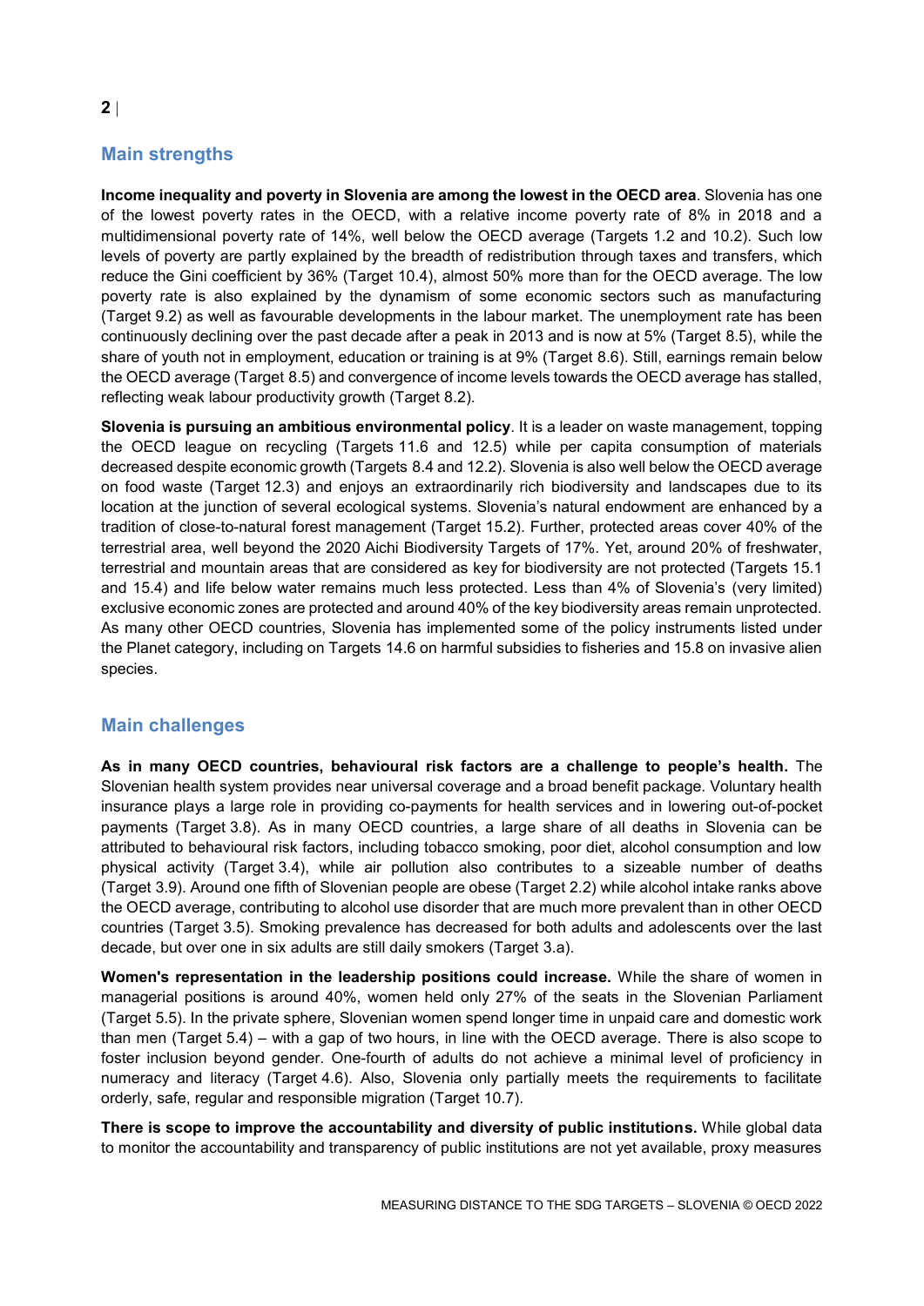## Main strengths

**Income inequality and poverty in Slovenia are among the lowest in the OECD area**. Slovenia has one of the lowest poverty rates in the OECD, with a relative income poverty rate of 8% in 2018 and a multidimensional poverty rate of 14%, well below the OECD average (Targets 1.2 and 10.2). Such low levels of poverty are partly explained by the breadth of redistribution through taxes and transfers, which reduce the Gini coefficient by 36% (Target 10.4), almost 50% more than for the OECD average. The low poverty rate is also explained by the dynamism of some economic sectors such as manufacturing (Target 9.2) as well as favourable developments in the labour market. The unemployment rate has been continuously declining over the past decade after a peak in 2013 and is now at 5% (Target 8.5), while the share of youth not in employment, education or training is at 9% (Target 8.6). Still, earnings remain below the OECD average (Target 8.5) and convergence of income levels towards the OECD average has stalled, reflecting weak labour productivity growth (Target 8.2).

**Slovenia is pursuing an ambitious environmental policy**. It is a leader on waste management, topping the OECD league on recycling (Targets 11.6 and 12.5) while per capita consumption of materials decreased despite economic growth (Targets 8.4 and 12.2). Slovenia is also well below the OECD average on food waste (Target 12.3) and enjoys an extraordinarily rich biodiversity and landscapes due to its location at the junction of several ecological systems. Slovenia's natural endowment are enhanced by a tradition of close-to-natural forest management (Target 15.2). Further, protected areas cover 40% of the terrestrial area, well beyond the 2020 Aichi Biodiversity Targets of 17%. Yet, around 20% of freshwater, terrestrial and mountain areas that are considered as key for biodiversity are not protected (Targets 15.1 and 15.4) and life below water remains much less protected. Less than 4% of Slovenia's (very limited) exclusive economic zones are protected and around 40% of the key biodiversity areas remain unprotected. As many other OECD countries, Slovenia has implemented some of the policy instruments listed under the Planet category, including on Targets 14.6 on harmful subsidies to fisheries and 15.8 on invasive alien species.

## Main challenges

**As in many OECD countries, behavioural risk factors are a challenge to people's health.** The Slovenian health system provides near universal coverage and a broad benefit package. Voluntary health insurance plays a large role in providing co-payments for health services and in lowering out-of-pocket payments (Target 3.8). As in many OECD countries, a large share of all deaths in Slovenia can be attributed to behavioural risk factors, including tobacco smoking, poor diet, alcohol consumption and low physical activity (Target 3.4), while air pollution also contributes to a sizeable number of deaths (Target 3.9). Around one fifth of Slovenian people are obese (Target 2.2) while alcohol intake ranks above the OECD average, contributing to alcohol use disorder that are much more prevalent than in other OECD countries (Target 3.5). Smoking prevalence has decreased for both adults and adolescents over the last decade, but over one in six adults are still daily smokers (Target 3.a).

**Women's representation in the leadership positions could increase.** While the share of women in managerial positions is around 40%, women held only 27% of the seats in the Slovenian Parliament (Target 5.5). In the private sphere, Slovenian women spend longer time in unpaid care and domestic work than men (Target 5.4) – with a gap of two hours, in line with the OECD average. There is also scope to foster inclusion beyond gender. One-fourth of adults do not achieve a minimal level of proficiency in numeracy and literacy (Target 4.6). Also, Slovenia only partially meets the requirements to facilitate orderly, safe, regular and responsible migration (Target 10.7).

**There is scope to improve the accountability and diversity of public institutions.** While global data to monitor the accountability and transparency of public institutions are not yet available, proxy measures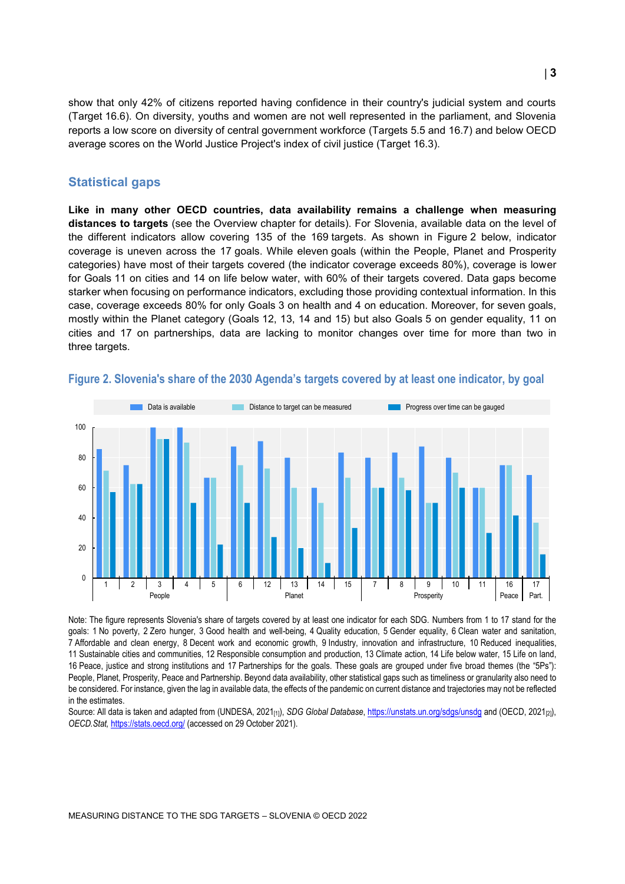show that only 42% of citizens reported having confidence in their country's judicial system and courts (Target 16.6). On diversity, youths and women are not well represented in the parliament, and Slovenia reports a low score on diversity of central government workforce (Targets 5.5 and 16.7) and below OECD average scores on the World Justice Project's index of civil justice (Target 16.3).

## Statistical gaps

**Like in many other OECD countries, data availability remains a challenge when measuring distances to targets** (see the Overview chapter for details). For Slovenia, available data on the level of the different indicators allow covering 135 of the 169 targets. As shown in Figure 2 below, indicator coverage is uneven across the 17 goals. While eleven goals (within the People, Planet and Prosperity categories) have most of their targets covered (the indicator coverage exceeds 80%), coverage is lower for Goals 11 on cities and 14 on life below water, with 60% of their targets covered. Data gaps become starker when focusing on performance indicators, excluding those providing contextual information. In this case, coverage exceeds 80% for only Goals 3 on health and 4 on education. Moreover, for seven goals, mostly within the Planet category (Goals 12, 13, 14 and 15) but also Goals 5 on gender equality, 11 on cities and 17 on partnerships, data are lacking to monitor changes over time for more than two in three targets.

### Figure 2. Slovenia's share of the 2030 Agenda's targets covered by at least one indicator, by goal

Note: The figure represents Slovenia's share of targets covered by at least one indicator for each SDG. Numbers from 1 to 17 stand for the goals: 1 No poverty, 2 Zero hunger, 3 Good health and well-being, 4 Quality education, 5 Gender equality, 6 Clean water and sanitation, 7 Affordable and clean energy, 8 Decent work and economic growth, 9 Industry, innovation and infrastructure, 10 Reduced inequalities, 11 Sustainable cities and communities, 12 Responsible consumption and production, 13 Climate action, 14 Life below water, 15 Life on land, 16 Peace, justice and strong institutions and 17 Partnerships for the goals. These goals are grouped under five broad themes (the "5Ps"): People, Planet, Prosperity, Peace and Partnership. Beyond data availability, other statistical gaps such as timeliness or granularity also need to be considered. For instance, given the lag in available data, the effects of the pandemic on current distance and trajectories may not be reflected in the estimates.

Source: All data is taken and adapted from (UNDESA, 2021[1]), *SDG Global Database*, https://unstats.un.org/sdgs/unsdg and (OECD, 2021[2]), *OECD.Stat*, https://stats.oecd.org/ (accessed on 29 October 2021).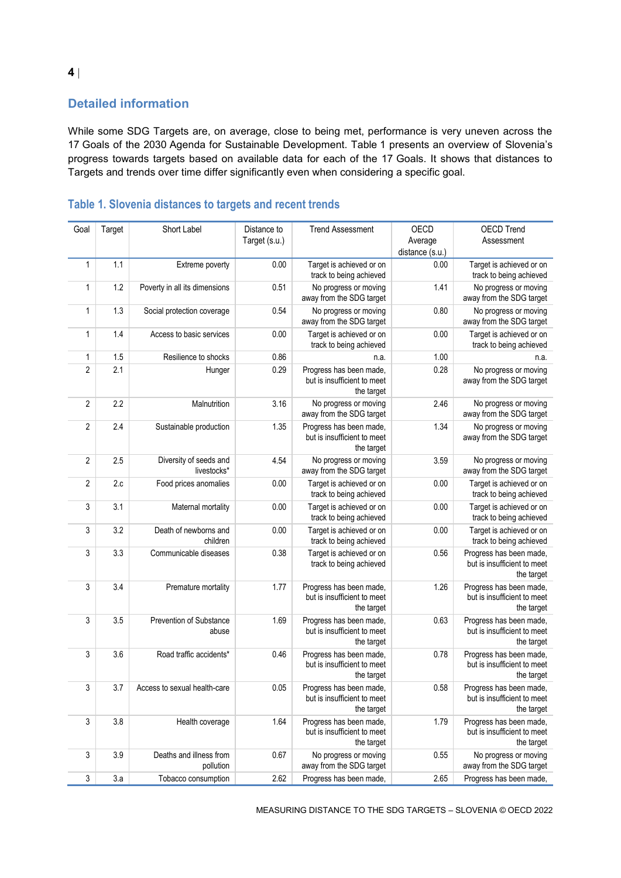## Detailed information

While some SDG Targets are, on average, close to being met, performance is very uneven across the 17 Goals of the 2030 Agenda for Sustainable Development. Table 1 presents an overview of Slovenia's progress towards targets based on available data for each of the 17 Goals. It shows that distances to Targets and trends over time differ significantly even when considering a specific goal.

### Table 1. Slovenia distances to targets and recent trends

| Goal | Target | Short Label | Distance to Target (s.u.) | Trend Assessment | OECD Average distance (s.u.) | OECD Trend Assessment |
|---|---|---|---|---|---|---|
| 1 | 1.1 | Extreme poverty | 0.00 | Target is achieved or on track to being achieved | 0.00 | Target is achieved or on track to being achieved |
| 1 | 1.2 | Poverty in all its dimensions | 0.51 | No progress or moving away from the SDG target | 1.41 | No progress or moving away from the SDG target |
| 1 | 1.3 | Social protection coverage | 0.54 | No progress or moving away from the SDG target | 0.80 | No progress or moving away from the SDG target |
| 1 | 1.4 | Access to basic services | 0.00 | Target is achieved or on track to being achieved | 0.00 | Target is achieved or on track to being achieved |
| 1 | 1.5 | Resilience to shocks | 0.86 | n.a. | 1.00 | n.a. |
| 2 | 2.1 | Hunger | 0.29 | Progress has been made, but is insufficient to meet the target | 0.28 | No progress or moving away from the SDG target |
| 2 | 2.2 | Malnutrition | 3.16 | No progress or moving away from the SDG target | 2.46 | No progress or moving away from the SDG target |
| 2 | 2.4 | Sustainable production | 1.35 | Progress has been made, but is insufficient to meet the target | 1.34 | No progress or moving away from the SDG target |
| 2 | 2.5 | Diversity of seeds and livestocks* | 4.54 | No progress or moving away from the SDG target | 3.59 | No progress or moving away from the SDG target |
| 2 | 2.c | Food prices anomalies | 0.00 | Target is achieved or on track to being achieved | 0.00 | Target is achieved or on track to being achieved |
| 3 | 3.1 | Maternal mortality | 0.00 | Target is achieved or on track to being achieved | 0.00 | Target is achieved or on track to being achieved |
| 3 | 3.2 | Death of newborns and children | 0.00 | Target is achieved or on track to being achieved | 0.00 | Target is achieved or on track to being achieved |
| 3 | 3.3 | Communicable diseases | 0.38 | Target is achieved or on track to being achieved | 0.56 | Progress has been made, but is insufficient to meet the target |
| 3 | 3.4 | Premature mortality | 1.77 | Progress has been made, but is insufficient to meet the target | 1.26 | Progress has been made, but is insufficient to meet the target |
| 3 | 3.5 | Prevention of Substance abuse | 1.69 | Progress has been made, but is insufficient to meet the target | 0.63 | Progress has been made, but is insufficient to meet the target |
| 3 | 3.6 | Road traffic accidents* | 0.46 | Progress has been made, but is insufficient to meet the target | 0.78 | Progress has been made, but is insufficient to meet the target |
| 3 | 3.7 | Access to sexual health-care | 0.05 | Progress has been made, but is insufficient to meet the target | 0.58 | Progress has been made, but is insufficient to meet the target |
| 3 | 3.8 | Health coverage | 1.64 | Progress has been made, but is insufficient to meet the target | 1.79 | Progress has been made, but is insufficient to meet the target |
| 3 | 3.9 | Deaths and illness from pollution | 0.67 | No progress or moving away from the SDG target | 0.55 | No progress or moving away from the SDG target |
| 3 | 3.a | Tobacco consumption | 2.62 | Progress has been made, | 2.65 | Progress has been made, |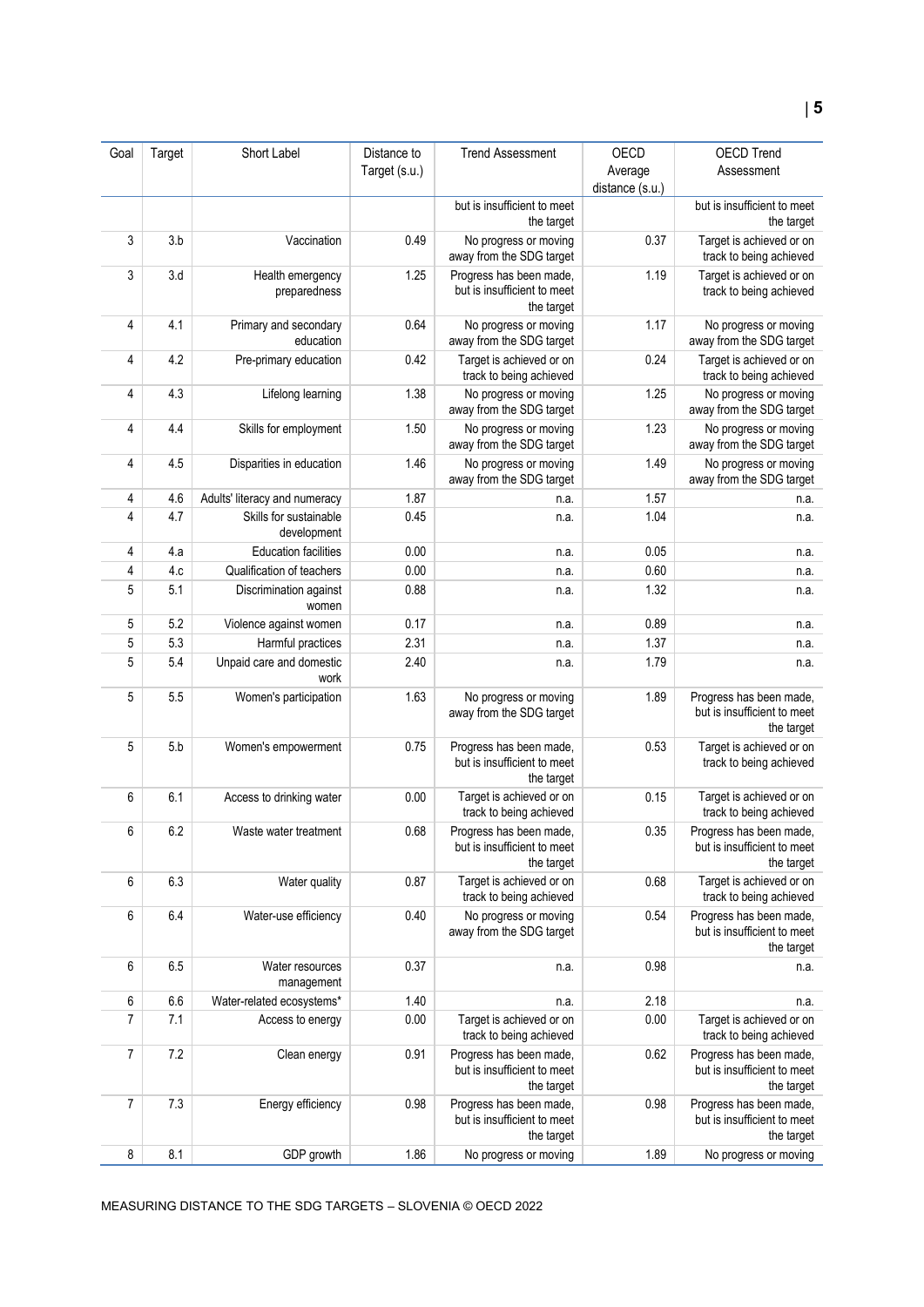| Goal | Target | Short Label | Distance to Target (s.u.) | Trend Assessment | OECD Average distance (s.u.) | OECD Trend Assessment |
|---|---|---|---|---|---|---|
| | | | | but is insufficient to meet the target | | but is insufficient to meet the target |
| 3 | 3.b | Vaccination | 0.49 | No progress or moving away from the SDG target | 0.37 | Target is achieved or on track to being achieved |
| 3 | 3.d | Health emergency preparedness | 1.25 | Progress has been made, but is insufficient to meet the target | 1.19 | Target is achieved or on track to being achieved |
| 4 | 4.1 | Primary and secondary education | 0.64 | No progress or moving away from the SDG target | 1.17 | No progress or moving away from the SDG target |
| 4 | 4.2 | Pre-primary education | 0.42 | Target is achieved or on track to being achieved | 0.24 | Target is achieved or on track to being achieved |
| 4 | 4.3 | Lifelong learning | 1.38 | No progress or moving away from the SDG target | 1.25 | No progress or moving away from the SDG target |
| 4 | 4.4 | Skills for employment | 1.50 | No progress or moving away from the SDG target | 1.23 | No progress or moving away from the SDG target |
| 4 | 4.5 | Disparities in education | 1.46 | No progress or moving away from the SDG target | 1.49 | No progress or moving away from the SDG target |
| 4 | 4.6 | Adults' literacy and numeracy | 1.87 | n.a. | 1.57 | n.a. |
| 4 | 4.7 | Skills for sustainable development | 0.45 | n.a. | 1.04 | n.a. |
| 4 | 4.a | Education facilities | 0.00 | n.a. | 0.05 | n.a. |
| 4 | 4.c | Qualification of teachers | 0.00 | n.a. | 0.60 | n.a. |
| 5 | 5.1 | Discrimination against women | 0.88 | n.a. | 1.32 | n.a. |
| 5 | 5.2 | Violence against women | 0.17 | n.a. | 0.89 | n.a. |
| 5 | 5.3 | Harmful practices | 2.31 | n.a. | 1.37 | n.a. |
| 5 | 5.4 | Unpaid care and domestic work | 2.40 | n.a. | 1.79 | n.a. |
| 5 | 5.5 | Women's participation | 1.63 | No progress or moving away from the SDG target | 1.89 | Progress has been made, but is insufficient to meet the target |
| 5 | 5.b | Women's empowerment | 0.75 | Progress has been made, but is insufficient to meet the target | 0.53 | Target is achieved or on track to being achieved |
| 6 | 6.1 | Access to drinking water | 0.00 | Target is achieved or on track to being achieved | 0.15 | Target is achieved or on track to being achieved |
| 6 | 6.2 | Waste water treatment | 0.68 | Progress has been made, but is insufficient to meet the target | 0.35 | Progress has been made, but is insufficient to meet the target |
| 6 | 6.3 | Water quality | 0.87 | Target is achieved or on track to being achieved | 0.68 | Target is achieved or on track to being achieved |
| 6 | 6.4 | Water-use efficiency | 0.40 | No progress or moving away from the SDG target | 0.54 | Progress has been made, but is insufficient to meet the target |
| 6 | 6.5 | Water resources management | 0.37 | n.a. | 0.98 | n.a. |
| 6 | 6.6 | Water-related ecosystems* | 1.40 | n.a. | 2.18 | n.a. |
| 7 | 7.1 | Access to energy | 0.00 | Target is achieved or on track to being achieved | 0.00 | Target is achieved or on track to being achieved |
| 7 | 7.2 | Clean energy | 0.91 | Progress has been made, but is insufficient to meet the target | 0.62 | Progress has been made, but is insufficient to meet the target |
| 7 | 7.3 | Energy efficiency | 0.98 | Progress has been made, but is insufficient to meet the target | 0.98 | Progress has been made, but is insufficient to meet the target |
| 8 | 8.1 | GDP growth | 1.86 | No progress or moving | 1.89 | No progress or moving |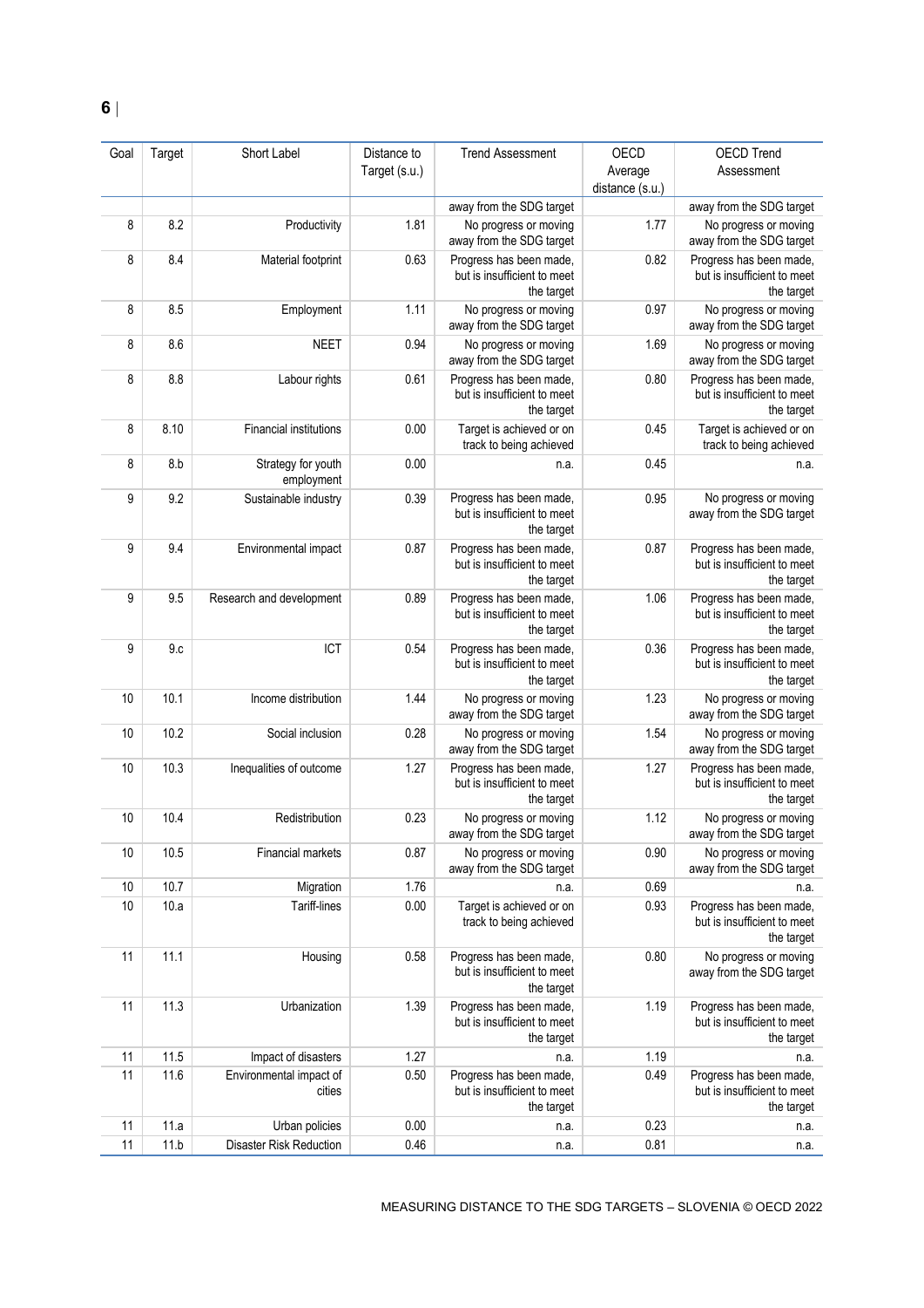| Goal | Target | Short Label | Distance to Target (s.u.) | Trend Assessment | OECD Average distance (s.u.) | OECD Trend Assessment |
|---|---|---|---|---|---|---|
| | | | | away from the SDG target | | away from the SDG target |
| 8 | 8.2 | Productivity | 1.81 | No progress or moving away from the SDG target | 1.77 | No progress or moving away from the SDG target |
| 8 | 8.4 | Material footprint | 0.63 | Progress has been made, but is insufficient to meet the target | 0.82 | Progress has been made, but is insufficient to meet the target |
| 8 | 8.5 | Employment | 1.11 | No progress or moving away from the SDG target | 0.97 | No progress or moving away from the SDG target |
| 8 | 8.6 | NEET | 0.94 | No progress or moving away from the SDG target | 1.69 | No progress or moving away from the SDG target |
| 8 | 8.8 | Labour rights | 0.61 | Progress has been made, but is insufficient to meet the target | 0.80 | Progress has been made, but is insufficient to meet the target |
| 8 | 8.10 | Financial institutions | 0.00 | Target is achieved or on track to being achieved | 0.45 | Target is achieved or on track to being achieved |
| 8 | 8.b | Strategy for youth employment | 0.00 | n.a. | 0.45 | n.a. |
| 9 | 9.2 | Sustainable industry | 0.39 | Progress has been made, but is insufficient to meet the target | 0.95 | No progress or moving away from the SDG target |
| 9 | 9.4 | Environmental impact | 0.87 | Progress has been made, but is insufficient to meet the target | 0.87 | Progress has been made, but is insufficient to meet the target |
| 9 | 9.5 | Research and development | 0.89 | Progress has been made, but is insufficient to meet the target | 1.06 | Progress has been made, but is insufficient to meet the target |
| 9 | 9.c | ICT | 0.54 | Progress has been made, but is insufficient to meet the target | 0.36 | Progress has been made, but is insufficient to meet the target |
| 10 | 10.1 | Income distribution | 1.44 | No progress or moving away from the SDG target | 1.23 | No progress or moving away from the SDG target |
| 10 | 10.2 | Social inclusion | 0.28 | No progress or moving away from the SDG target | 1.54 | No progress or moving away from the SDG target |
| 10 | 10.3 | Inequalities of outcome | 1.27 | Progress has been made, but is insufficient to meet the target | 1.27 | Progress has been made, but is insufficient to meet the target |
| 10 | 10.4 | Redistribution | 0.23 | No progress or moving away from the SDG target | 1.12 | No progress or moving away from the SDG target |
| 10 | 10.5 | Financial markets | 0.87 | No progress or moving away from the SDG target | 0.90 | No progress or moving away from the SDG target |
| 10 | 10.7 | Migration | 1.76 | n.a. | 0.69 | n.a. |
| 10 | 10.a | Tariff-lines | 0.00 | Target is achieved or on track to being achieved | 0.93 | Progress has been made, but is insufficient to meet the target |
| 11 | 11.1 | Housing | 0.58 | Progress has been made, but is insufficient to meet the target | 0.80 | No progress or moving away from the SDG target |
| 11 | 11.3 | Urbanization | 1.39 | Progress has been made, but is insufficient to meet the target | 1.19 | Progress has been made, but is insufficient to meet the target |
| 11 | 11.5 | Impact of disasters | 1.27 | n.a. | 1.19 | n.a. |
| 11 | 11.6 | Environmental impact of cities | 0.50 | Progress has been made, but is insufficient to meet the target | 0.49 | Progress has been made, but is insufficient to meet the target |
| 11 | 11.a | Urban policies | 0.00 | n.a. | 0.23 | n.a. |
| 11 | 11.b | Disaster Risk Reduction | 0.46 | n.a. | 0.81 | n.a. |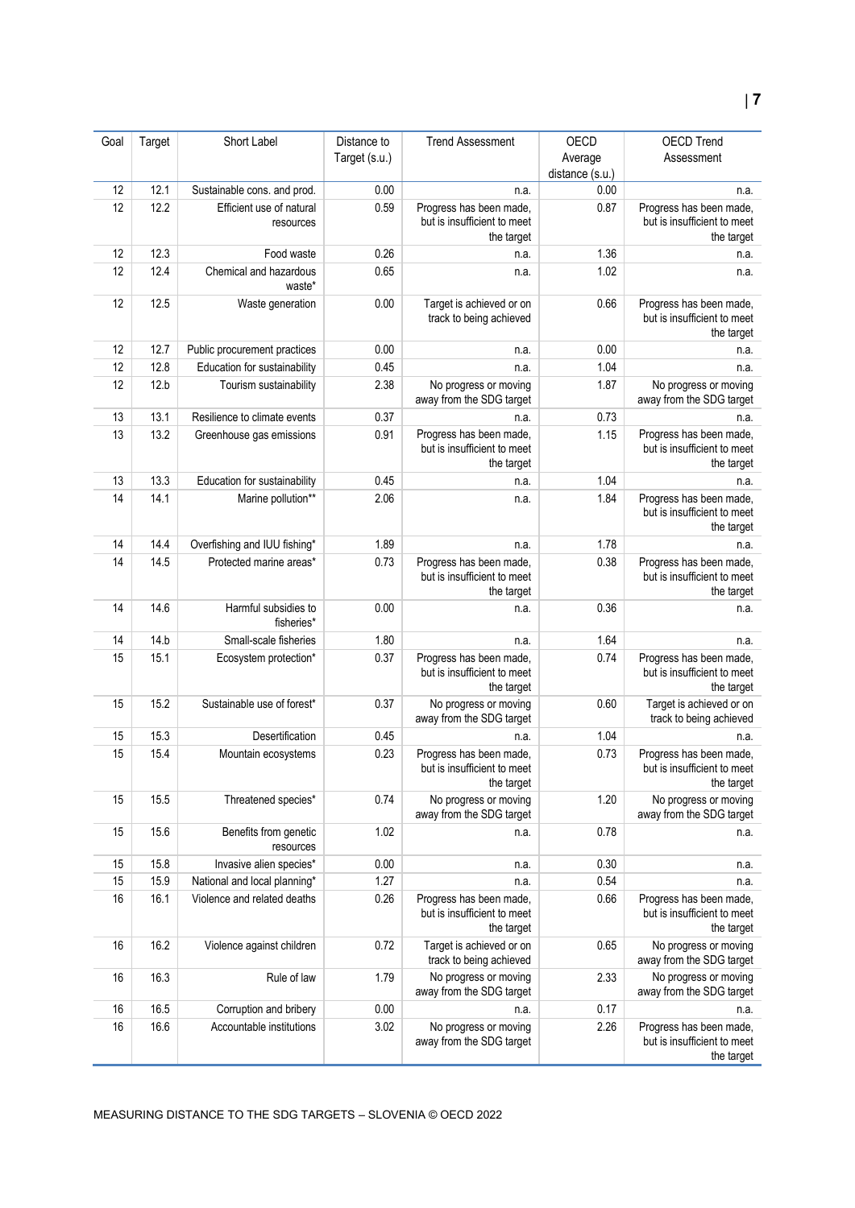| Goal | Target | Short Label | Distance to Target (s.u.) | Trend Assessment | OECD Average distance (s.u.) | OECD Trend Assessment |
|---|---|---|---|---|---|---|
| 12 | 12.1 | Sustainable cons. and prod. | 0.00 | n.a. | 0.00 | n.a. |
| 12 | 12.2 | Efficient use of natural resources | 0.59 | Progress has been made, but is insufficient to meet the target | 0.87 | Progress has been made, but is insufficient to meet the target |
| 12 | 12.3 | Food waste | 0.26 | n.a. | 1.36 | n.a. |
| 12 | 12.4 | Chemical and hazardous waste* | 0.65 | n.a. | 1.02 | n.a. |
| 12 | 12.5 | Waste generation | 0.00 | Target is achieved or on track to being achieved | 0.66 | Progress has been made, but is insufficient to meet the target |
| 12 | 12.7 | Public procurement practices | 0.00 | n.a. | 0.00 | n.a. |
| 12 | 12.8 | Education for sustainability | 0.45 | n.a. | 1.04 | n.a. |
| 12 | 12.b | Tourism sustainability | 2.38 | No progress or moving away from the SDG target | 1.87 | No progress or moving away from the SDG target |
| 13 | 13.1 | Resilience to climate events | 0.37 | n.a. | 0.73 | n.a. |
| 13 | 13.2 | Greenhouse gas emissions | 0.91 | Progress has been made, but is insufficient to meet the target | 1.15 | Progress has been made, but is insufficient to meet the target |
| 13 | 13.3 | Education for sustainability | 0.45 | n.a. | 1.04 | n.a. |
| 14 | 14.1 | Marine pollution** | 2.06 | n.a. | 1.84 | Progress has been made, but is insufficient to meet the target |
| 14 | 14.4 | Overfishing and IUU fishing* | 1.89 | n.a. | 1.78 | n.a. |
| 14 | 14.5 | Protected marine areas* | 0.73 | Progress has been made, but is insufficient to meet the target | 0.38 | Progress has been made, but is insufficient to meet the target |
| 14 | 14.6 | Harmful subsidies to fisheries* | 0.00 | n.a. | 0.36 | n.a. |
| 14 | 14.b | Small-scale fisheries | 1.80 | n.a. | 1.64 | n.a. |
| 15 | 15.1 | Ecosystem protection* | 0.37 | Progress has been made, but is insufficient to meet the target | 0.74 | Progress has been made, but is insufficient to meet the target |
| 15 | 15.2 | Sustainable use of forest* | 0.37 | No progress or moving away from the SDG target | 0.60 | Target is achieved or on track to being achieved |
| 15 | 15.3 | Desertification | 0.45 | n.a. | 1.04 | n.a. |
| 15 | 15.4 | Mountain ecosystems | 0.23 | Progress has been made, but is insufficient to meet the target | 0.73 | Progress has been made, but is insufficient to meet the target |
| 15 | 15.5 | Threatened species* | 0.74 | No progress or moving away from the SDG target | 1.20 | No progress or moving away from the SDG target |
| 15 | 15.6 | Benefits from genetic resources | 1.02 | n.a. | 0.78 | n.a. |
| 15 | 15.8 | Invasive alien species* | 0.00 | n.a. | 0.30 | n.a. |
| 15 | 15.9 | National and local planning* | 1.27 | n.a. | 0.54 | n.a. |
| 16 | 16.1 | Violence and related deaths | 0.26 | Progress has been made, but is insufficient to meet the target | 0.66 | Progress has been made, but is insufficient to meet the target |
| 16 | 16.2 | Violence against children | 0.72 | Target is achieved or on track to being achieved | 0.65 | No progress or moving away from the SDG target |
| 16 | 16.3 | Rule of law | 1.79 | No progress or moving away from the SDG target | 2.33 | No progress or moving away from the SDG target |
| 16 | 16.5 | Corruption and bribery | 0.00 | n.a. | 0.17 | n.a. |
| 16 | 16.6 | Accountable institutions | 3.02 | No progress or moving away from the SDG target | 2.26 | Progress has been made, but is insufficient to meet the target |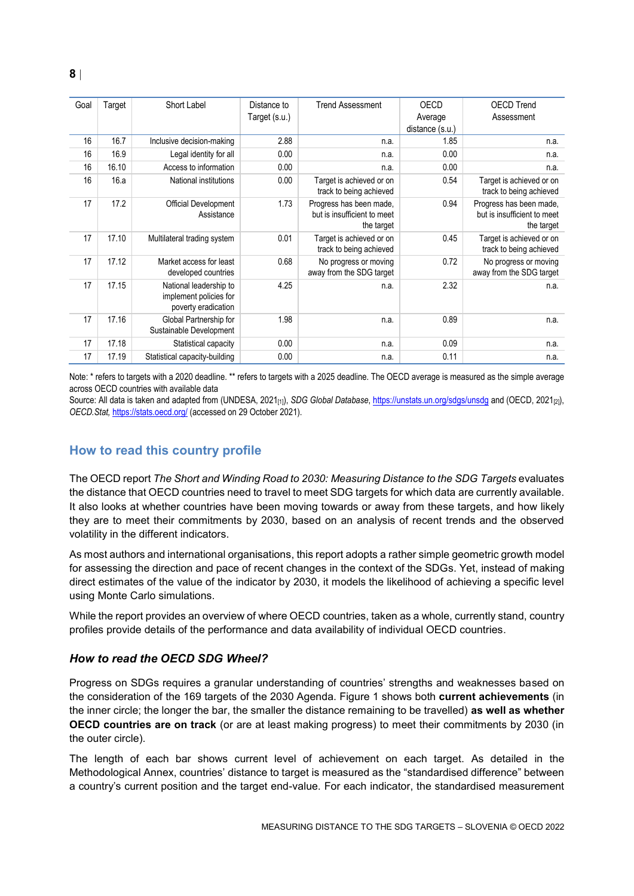| Goal | Target | Short Label | Distance to Target (s.u.) | Trend Assessment | OECD Average distance (s.u.) | OECD Trend Assessment |
|---|---|---|---|---|---|---|
| 16 | 16.7 | Inclusive decision-making | 2.88 | n.a. | 1.85 | n.a. |
| 16 | 16.9 | Legal identity for all | 0.00 | n.a. | 0.00 | n.a. |
| 16 | 16.10 | Access to information | 0.00 | n.a. | 0.00 | n.a. |
| 16 | 16.a | National institutions | 0.00 | Target is achieved or on track to being achieved | 0.54 | Target is achieved or on track to being achieved |
| 17 | 17.2 | Official Development Assistance | 1.73 | Progress has been made, but is insufficient to meet the target | 0.94 | Progress has been made, but is insufficient to meet the target |
| 17 | 17.10 | Multilateral trading system | 0.01 | Target is achieved or on track to being achieved | 0.45 | Target is achieved or on track to being achieved |
| 17 | 17.12 | Market access for least developed countries | 0.68 | No progress or moving away from the SDG target | 0.72 | No progress or moving away from the SDG target |
| 17 | 17.15 | National leadership to implement policies for poverty eradication | 4.25 | n.a. | 2.32 | n.a. |
| 17 | 17.16 | Global Partnership for Sustainable Development | 1.98 | n.a. | 0.89 | n.a. |
| 17 | 17.18 | Statistical capacity | 0.00 | n.a. | 0.09 | n.a. |
| 17 | 17.19 | Statistical capacity-building | 0.00 | n.a. | 0.11 | n.a. |

Note: * refers to targets with a 2020 deadline. ** refers to targets with a 2025 deadline. The OECD average is measured as the simple average across OECD countries with available data

Source: All data is taken and adapted from (UNDESA, 2021[1]), *SDG Global Database*, https://unstats.un.org/sdgs/unsdg and (OECD, 2021[2]), *OECD.Stat*, https://stats.oecd.org/ (accessed on 29 October 2021).

## How to read this country profile

The OECD report *The Short and Winding Road to 2030: Measuring Distance to the SDG Targets* evaluates the distance that OECD countries need to travel to meet SDG targets for which data are currently available. It also looks at whether countries have been moving towards or away from these targets, and how likely they are to meet their commitments by 2030, based on an analysis of recent trends and the observed volatility in the different indicators.

As most authors and international organisations, this report adopts a rather simple geometric growth model for assessing the direction and pace of recent changes in the context of the SDGs. Yet, instead of making direct estimates of the value of the indicator by 2030, it models the likelihood of achieving a specific level using Monte Carlo simulations.

While the report provides an overview of where OECD countries, taken as a whole, currently stand, country profiles provide details of the performance and data availability of individual OECD countries.

### *How to read the OECD SDG Wheel?*

Progress on SDGs requires a granular understanding of countries' strengths and weaknesses based on the consideration of the 169 targets of the 2030 Agenda. Figure 1 shows both **current achievements** (in the inner circle; the longer the bar, the smaller the distance remaining to be travelled) **as well as whether OECD countries are on track** (or are at least making progress) to meet their commitments by 2030 (in the outer circle).

The length of each bar shows current level of achievement on each target. As detailed in the Methodological Annex, countries' distance to target is measured as the "standardised difference" between a country's current position and the target end-value. For each indicator, the standardised measurement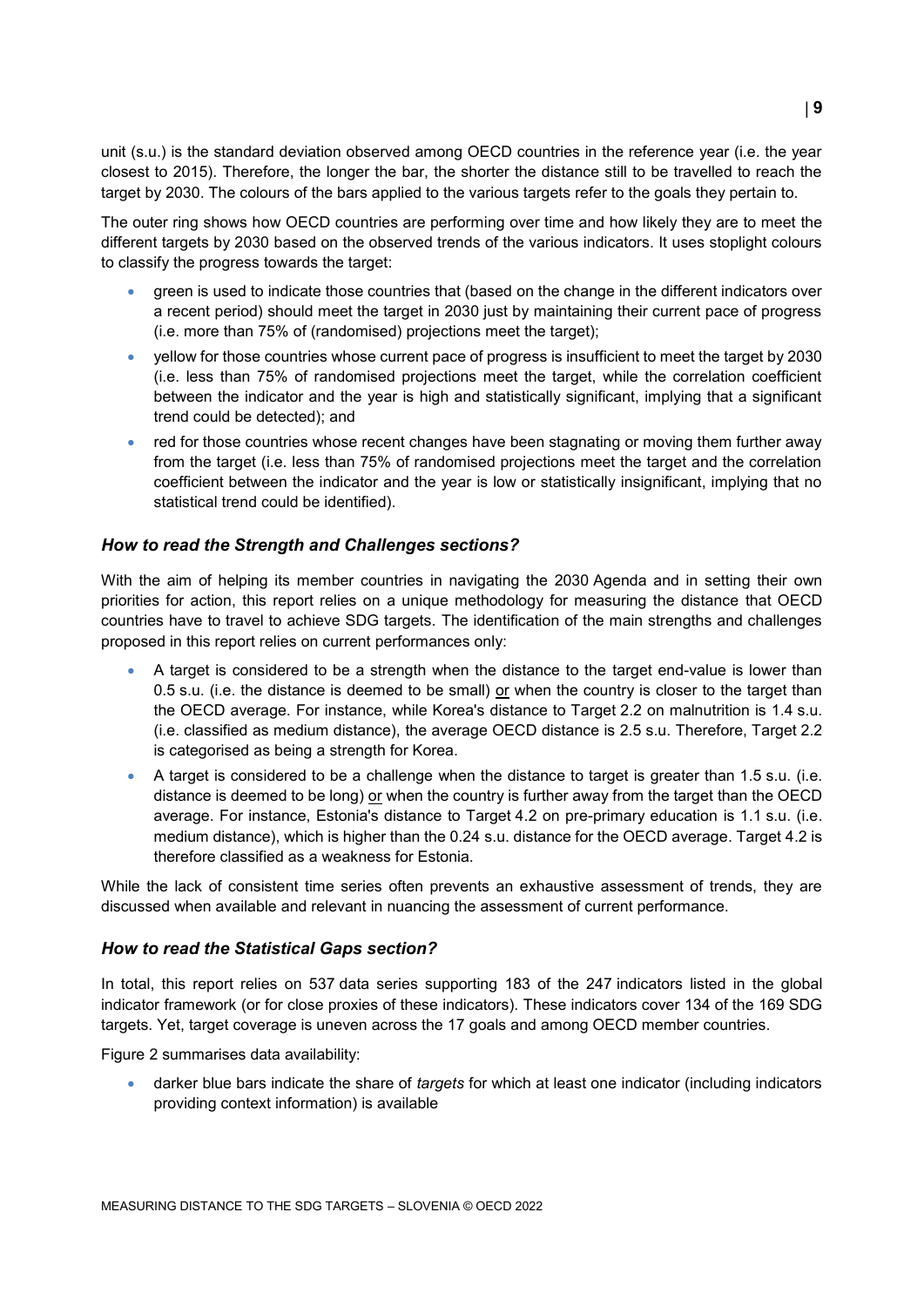unit (s.u.) is the standard deviation observed among OECD countries in the reference year (i.e. the year closest to 2015). Therefore, the longer the bar, the shorter the distance still to be travelled to reach the target by 2030. The colours of the bars applied to the various targets refer to the goals they pertain to.

The outer ring shows how OECD countries are performing over time and how likely they are to meet the different targets by 2030 based on the observed trends of the various indicators. It uses stoplight colours to classify the progress towards the target:

- green is used to indicate those countries that (based on the change in the different indicators over a recent period) should meet the target in 2030 just by maintaining their current pace of progress (i.e. more than 75% of (randomised) projections meet the target);
- yellow for those countries whose current pace of progress is insufficient to meet the target by 2030 (i.e. less than 75% of randomised projections meet the target, while the correlation coefficient between the indicator and the year is high and statistically significant, implying that a significant trend could be detected); and
- red for those countries whose recent changes have been stagnating or moving them further away from the target (i.e. less than 75% of randomised projections meet the target and the correlation coefficient between the indicator and the year is low or statistically insignificant, implying that no statistical trend could be identified).

### *How to read the Strength and Challenges sections?*

With the aim of helping its member countries in navigating the 2030 Agenda and in setting their own priorities for action, this report relies on a unique methodology for measuring the distance that OECD countries have to travel to achieve SDG targets. The identification of the main strengths and challenges proposed in this report relies on current performances only:

- A target is considered to be a strength when the distance to the target end-value is lower than 0.5 s.u. (i.e. the distance is deemed to be small) or when the country is closer to the target than the OECD average. For instance, while Korea's distance to Target 2.2 on malnutrition is 1.4 s.u. (i.e. classified as medium distance), the average OECD distance is 2.5 s.u. Therefore, Target 2.2 is categorised as being a strength for Korea.
- A target is considered to be a challenge when the distance to target is greater than 1.5 s.u. (i.e. distance is deemed to be long) or when the country is further away from the target than the OECD average. For instance, Estonia's distance to Target 4.2 on pre-primary education is 1.1 s.u. (i.e. medium distance), which is higher than the 0.24 s.u. distance for the OECD average. Target 4.2 is therefore classified as a weakness for Estonia.

While the lack of consistent time series often prevents an exhaustive assessment of trends, they are discussed when available and relevant in nuancing the assessment of current performance.

### *How to read the Statistical Gaps section?*

In total, this report relies on 537 data series supporting 183 of the 247 indicators listed in the global indicator framework (or for close proxies of these indicators). These indicators cover 134 of the 169 SDG targets. Yet, target coverage is uneven across the 17 goals and among OECD member countries.

Figure 2 summarises data availability:

- darker blue bars indicate the share of *targets* for which at least one indicator (including indicators providing context information) is available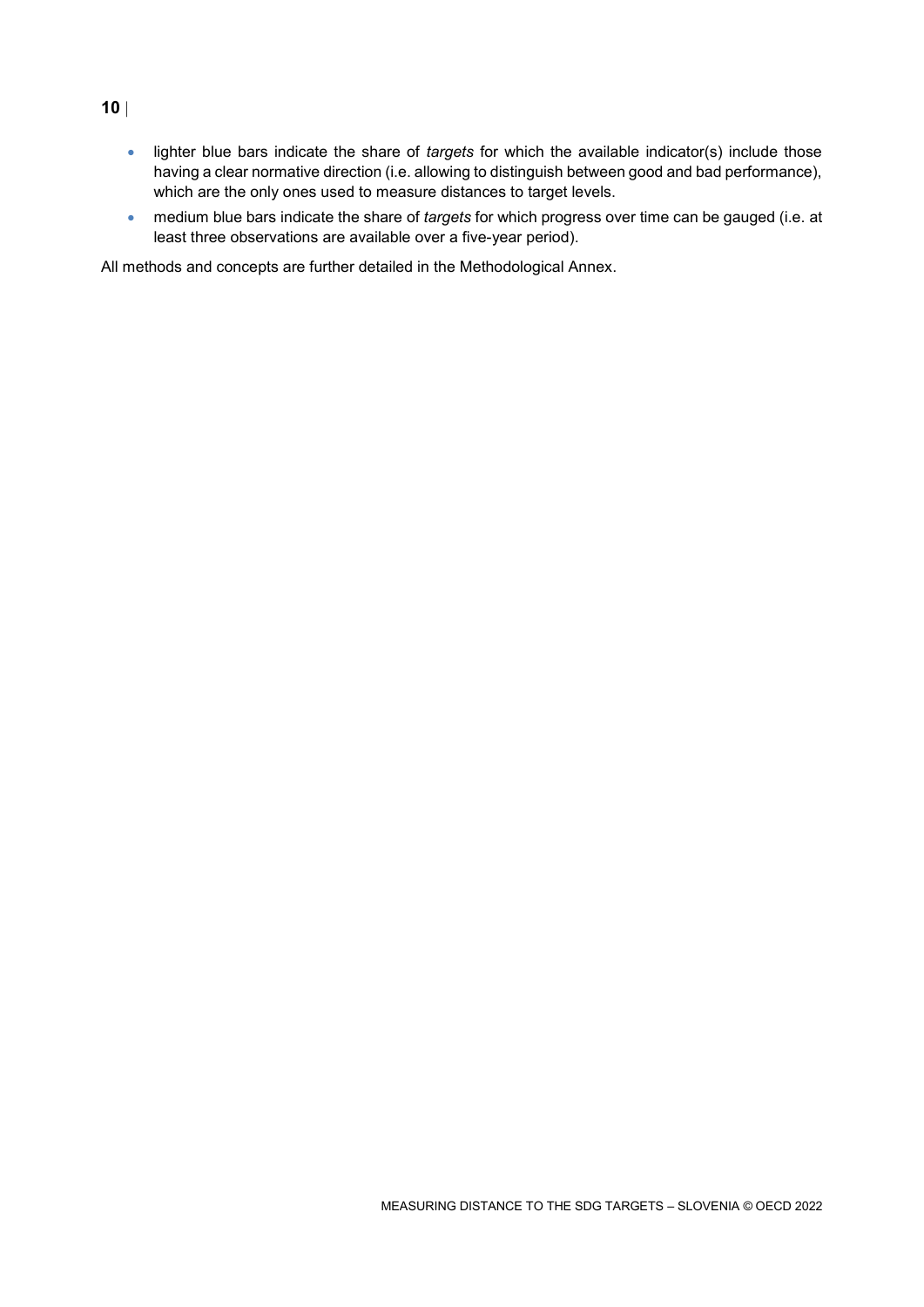- lighter blue bars indicate the share of *targets* for which the available indicator(s) include those having a clear normative direction (i.e. allowing to distinguish between good and bad performance), which are the only ones used to measure distances to target levels.
- medium blue bars indicate the share of *targets* for which progress over time can be gauged (i.e. at least three observations are available over a five-year period).

All methods and concepts are further detailed in the Methodological Annex.